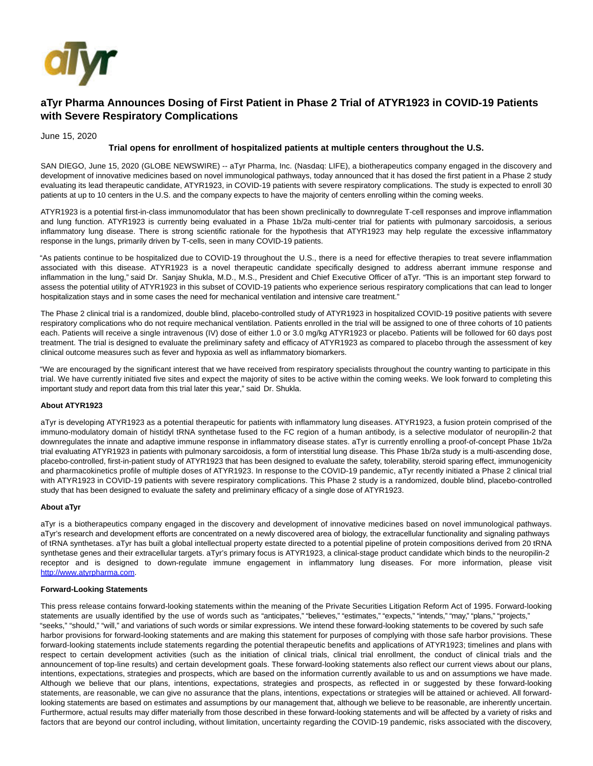# aTyr Pharma Announces Dosing of First Patient in Phase 2 Trial of ATYR1923 in COVID-19 Patients with Severe Respiratory Complications

June 15, 2020

**Trial opens for enrollment of hospitalized patients at multiple centers throughout the U.S.**

SAN DIEGO, June 15, 2020 (GLOBE NEWSWIRE) -- aTyr Pharma, Inc. (Nasdaq: LIFE), a biotherapeutics company engaged in the discovery and development of innovative medicines based on novel immunological pathways, today announced that it has dosed the first patient in a Phase 2 study evaluating its lead therapeutic candidate, ATYR1923, in COVID-19 patients with severe respiratory complications. The study is expected to enroll 30 patients at up to 10 centers in the U.S. and the company expects to have the majority of centers enrolling within the coming weeks.

ATYR1923 is a potential first-in-class immunomodulator that has been shown preclinically to downregulate T-cell responses and improve inflammation and lung function. ATYR1923 is currently being evaluated in a Phase 1b/2a multi-center trial for patients with pulmonary sarcoidosis, a serious inflammatory lung disease. There is strong scientific rationale for the hypothesis that ATYR1923 may help regulate the excessive inflammatory response in the lungs, primarily driven by T-cells, seen in many COVID-19 patients.

"As patients continue to be hospitalized due to COVID-19 throughout the U.S., there is a need for effective therapies to treat severe inflammation associated with this disease. ATYR1923 is a novel therapeutic candidate specifically designed to address aberrant immune response and inflammation in the lung," said Dr. Sanjay Shukla, M.D., M.S., President and Chief Executive Officer of aTyr. "This is an important step forward to assess the potential utility of ATYR1923 in this subset of COVID-19 patients who experience serious respiratory complications that can lead to longer hospitalization stays and in some cases the need for mechanical ventilation and intensive care treatment."

The Phase 2 clinical trial is a randomized, double blind, placebo-controlled study of ATYR1923 in hospitalized COVID-19 positive patients with severe respiratory complications who do not require mechanical ventilation. Patients enrolled in the trial will be assigned to one of three cohorts of 10 patients each. Patients will receive a single intravenous (IV) dose of either 1.0 or 3.0 mg/kg ATYR1923 or placebo. Patients will be followed for 60 days post treatment. The trial is designed to evaluate the preliminary safety and efficacy of ATYR1923 as compared to placebo through the assessment of key clinical outcome measures such as fever and hypoxia as well as inflammatory biomarkers.

"We are encouraged by the significant interest that we have received from respiratory specialists throughout the country wanting to participate in this trial. We have currently initiated five sites and expect the majority of sites to be active within the coming weeks. We look forward to completing this important study and report data from this trial later this year," said Dr. Shukla.

**About ATYR1923**

aTyr is developing ATYR1923 as a potential therapeutic for patients with inflammatory lung diseases. ATYR1923, a fusion protein comprised of the immuno-modulatory domain of histidyl tRNA synthetase fused to the FC region of a human antibody, is a selective modulator of neuropilin-2 that downregulates the innate and adaptive immune response in inflammatory disease states. aTyr is currently enrolling a proof-of-concept Phase 1b/2a trial evaluating ATYR1923 in patients with pulmonary sarcoidosis, a form of interstitial lung disease. This Phase 1b/2a study is a multi-ascending dose, placebo-controlled, first-in-patient study of ATYR1923 that has been designed to evaluate the safety, tolerability, steroid sparing effect, immunogenicity and pharmacokinetics profile of multiple doses of ATYR1923. In response to the COVID-19 pandemic, aTyr recently initiated a Phase 2 clinical trial with ATYR1923 in COVID-19 patients with severe respiratory complications. This Phase 2 study is a randomized, double blind, placebo-controlled study that has been designed to evaluate the safety and preliminary efficacy of a single dose of ATYR1923.

**About aTyr**

aTyr is a biotherapeutics company engaged in the discovery and development of innovative medicines based on novel immunological pathways. aTyr's research and development efforts are concentrated on a newly discovered area of biology, the extracellular functionality and signaling pathways of tRNA synthetases. aTyr has built a global intellectual property estate directed to a potential pipeline of protein compositions derived from 20 tRNA synthetase genes and their extracellular targets. aTyr's primary focus is ATYR1923, a clinical-stage product candidate which binds to the neuropilin-2 receptor and is designed to down-regulate immune engagement in inflammatory lung diseases. For more information, please visit http://www.atyrpharma.com.

**Forward-Looking Statements**

This press release contains forward-looking statements within the meaning of the Private Securities Litigation Reform Act of 1995. Forward-looking statements are usually identified by the use of words such as "anticipates," "believes," "estimates," "expects," "intends," "may," "plans," "projects," "seeks," "should," "will," and variations of such words or similar expressions. We intend these forward-looking statements to be covered by such safe harbor provisions for forward-looking statements and are making this statement for purposes of complying with those safe harbor provisions. These forward-looking statements include statements regarding the potential therapeutic benefits and applications of ATYR1923; timelines and plans with respect to certain development activities (such as the initiation of clinical trials, clinical trial enrollment, the conduct of clinical trials and the announcement of top-line results) and certain development goals. These forward-looking statements also reflect our current views about our plans, intentions, expectations, strategies and prospects, which are based on the information currently available to us and on assumptions we have made. Although we believe that our plans, intentions, expectations, strategies and prospects, as reflected in or suggested by these forward-looking statements, are reasonable, we can give no assurance that the plans, intentions, expectations or strategies will be attained or achieved. All forward-looking statements are based on estimates and assumptions by our management that, although we believe to be reasonable, are inherently uncertain. Furthermore, actual results may differ materially from those described in these forward-looking statements and will be affected by a variety of risks and factors that are beyond our control including, without limitation, uncertainty regarding the COVID-19 pandemic, risks associated with the discovery,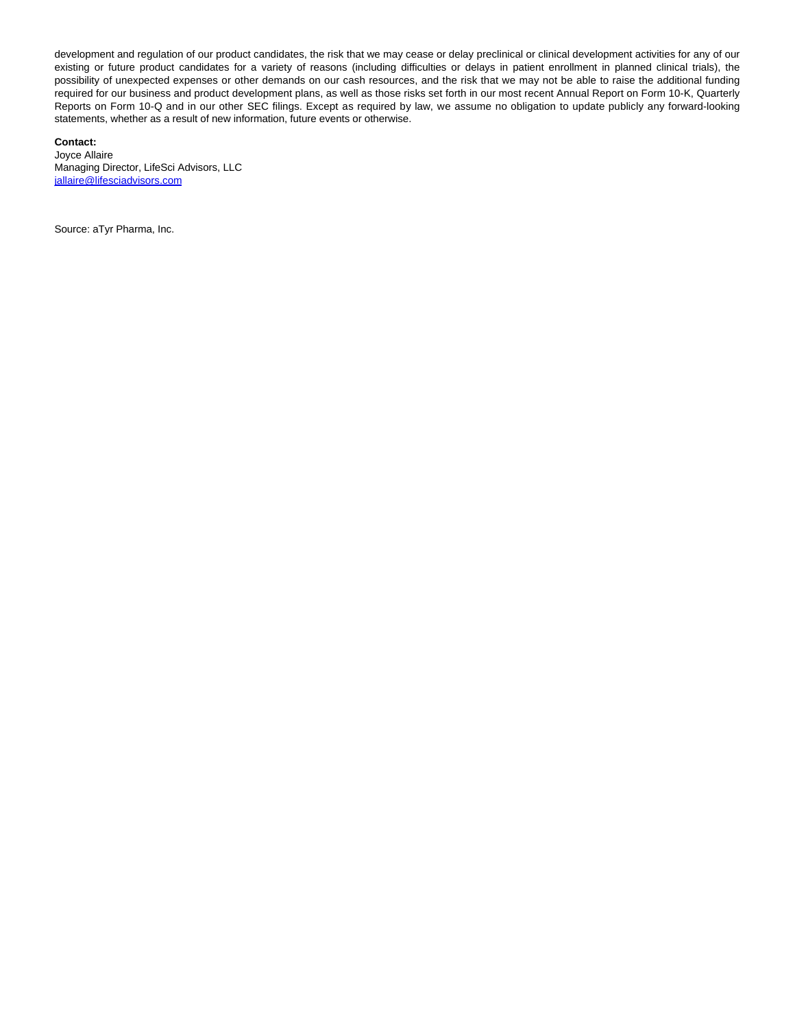development and regulation of our product candidates, the risk that we may cease or delay preclinical or clinical development activities for any of our existing or future product candidates for a variety of reasons (including difficulties or delays in patient enrollment in planned clinical trials), the possibility of unexpected expenses or other demands on our cash resources, and the risk that we may not be able to raise the additional funding required for our business and product development plans, as well as those risks set forth in our most recent Annual Report on Form 10-K, Quarterly Reports on Form 10-Q and in our other SEC filings. Except as required by law, we assume no obligation to update publicly any forward-looking statements, whether as a result of new information, future events or otherwise.

**Contact:**
Joyce Allaire
Managing Director, LifeSci Advisors, LLC
jallaire@lifesciadvisors.com

Source: aTyr Pharma, Inc.